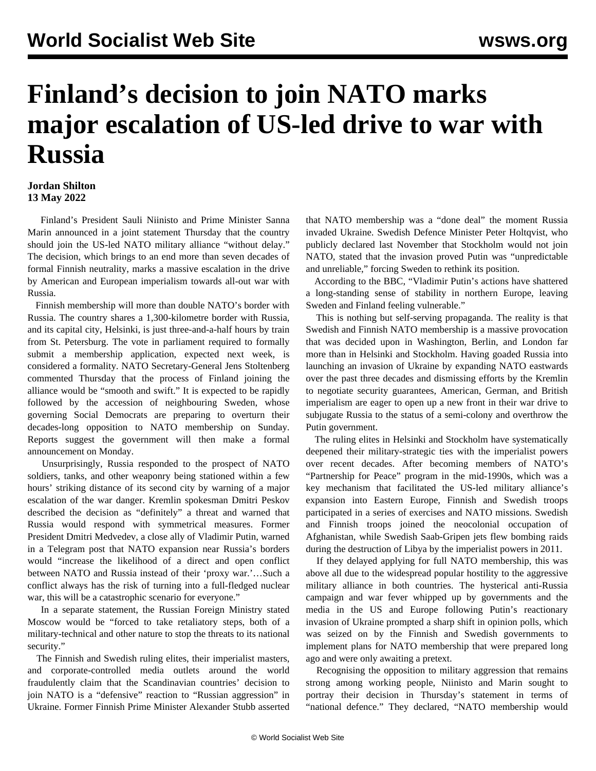# Finland's decision to join NATO marks major escalation of US-led drive to war with Russia

**Jordan Shilton**
**13 May 2022**

Finland's President Sauli Niinisto and Prime Minister Sanna Marin announced in a joint statement Thursday that the country should join the US-led NATO military alliance "without delay." The decision, which brings to an end more than seven decades of formal Finnish neutrality, marks a massive escalation in the drive by American and European imperialism towards all-out war with Russia.

Finnish membership will more than double NATO's border with Russia. The country shares a 1,300-kilometre border with Russia, and its capital city, Helsinki, is just three-and-a-half hours by train from St. Petersburg. The vote in parliament required to formally submit a membership application, expected next week, is considered a formality. NATO Secretary-General Jens Stoltenberg commented Thursday that the process of Finland joining the alliance would be "smooth and swift." It is expected to be rapidly followed by the accession of neighbouring Sweden, whose governing Social Democrats are preparing to overturn their decades-long opposition to NATO membership on Sunday. Reports suggest the government will then make a formal announcement on Monday.

Unsurprisingly, Russia responded to the prospect of NATO soldiers, tanks, and other weaponry being stationed within a few hours' striking distance of its second city by warning of a major escalation of the war danger. Kremlin spokesman Dmitri Peskov described the decision as "definitely" a threat and warned that Russia would respond with symmetrical measures. Former President Dmitri Medvedev, a close ally of Vladimir Putin, warned in a Telegram post that NATO expansion near Russia's borders would "increase the likelihood of a direct and open conflict between NATO and Russia instead of their 'proxy war.'…Such a conflict always has the risk of turning into a full-fledged nuclear war, this will be a catastrophic scenario for everyone."

In a separate statement, the Russian Foreign Ministry stated Moscow would be "forced to take retaliatory steps, both of a military-technical and other nature to stop the threats to its national security."

The Finnish and Swedish ruling elites, their imperialist masters, and corporate-controlled media outlets around the world fraudulently claim that the Scandinavian countries' decision to join NATO is a "defensive" reaction to "Russian aggression" in Ukraine. Former Finnish Prime Minister Alexander Stubb asserted that NATO membership was a "done deal" the moment Russia invaded Ukraine. Swedish Defence Minister Peter Holtqvist, who publicly declared last November that Stockholm would not join NATO, stated that the invasion proved Putin was "unpredictable and unreliable," forcing Sweden to rethink its position.

According to the BBC, "Vladimir Putin's actions have shattered a long-standing sense of stability in northern Europe, leaving Sweden and Finland feeling vulnerable."

This is nothing but self-serving propaganda. The reality is that Swedish and Finnish NATO membership is a massive provocation that was decided upon in Washington, Berlin, and London far more than in Helsinki and Stockholm. Having goaded Russia into launching an invasion of Ukraine by expanding NATO eastwards over the past three decades and dismissing efforts by the Kremlin to negotiate security guarantees, American, German, and British imperialism are eager to open up a new front in their war drive to subjugate Russia to the status of a semi-colony and overthrow the Putin government.

The ruling elites in Helsinki and Stockholm have systematically deepened their military-strategic ties with the imperialist powers over recent decades. After becoming members of NATO's "Partnership for Peace" program in the mid-1990s, which was a key mechanism that facilitated the US-led military alliance's expansion into Eastern Europe, Finnish and Swedish troops participated in a series of exercises and NATO missions. Swedish and Finnish troops joined the neocolonial occupation of Afghanistan, while Swedish Saab-Gripen jets flew bombing raids during the destruction of Libya by the imperialist powers in 2011.

If they delayed applying for full NATO membership, this was above all due to the widespread popular hostility to the aggressive military alliance in both countries. The hysterical anti-Russia campaign and war fever whipped up by governments and the media in the US and Europe following Putin's reactionary invasion of Ukraine prompted a sharp shift in opinion polls, which was seized on by the Finnish and Swedish governments to implement plans for NATO membership that were prepared long ago and were only awaiting a pretext.

Recognising the opposition to military aggression that remains strong among working people, Niinisto and Marin sought to portray their decision in Thursday's statement in terms of "national defence." They declared, "NATO membership would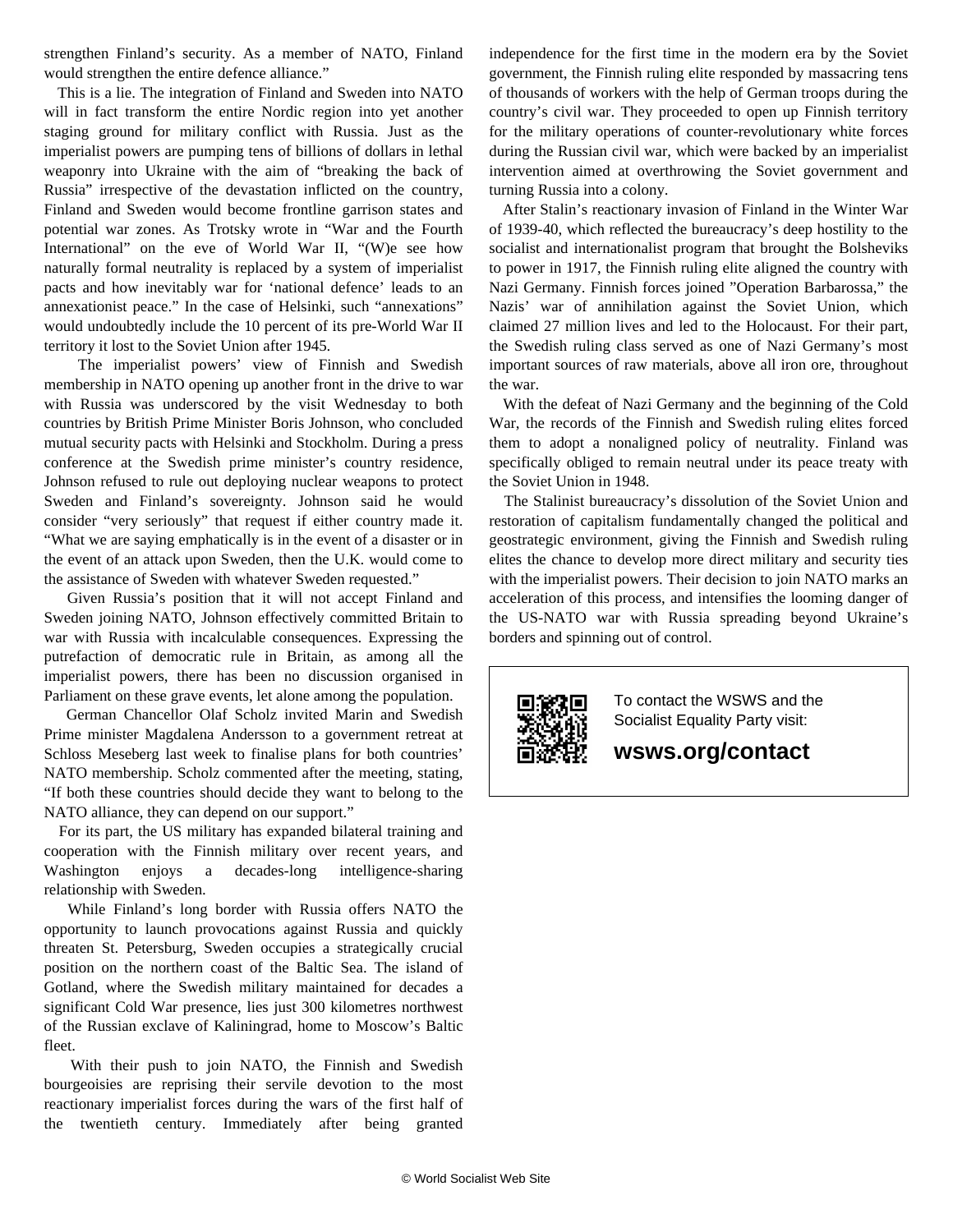strengthen Finland's security. As a member of NATO, Finland would strengthen the entire defence alliance."

This is a lie. The integration of Finland and Sweden into NATO will in fact transform the entire Nordic region into yet another staging ground for military conflict with Russia. Just as the imperialist powers are pumping tens of billions of dollars in lethal weaponry into Ukraine with the aim of "breaking the back of Russia" irrespective of the devastation inflicted on the country, Finland and Sweden would become frontline garrison states and potential war zones. As Trotsky wrote in "War and the Fourth International" on the eve of World War II, "(W)e see how naturally formal neutrality is replaced by a system of imperialist pacts and how inevitably war for 'national defence' leads to an annexationist peace." In the case of Helsinki, such "annexations" would undoubtedly include the 10 percent of its pre-World War II territory it lost to the Soviet Union after 1945.

The imperialist powers' view of Finnish and Swedish membership in NATO opening up another front in the drive to war with Russia was underscored by the visit Wednesday to both countries by British Prime Minister Boris Johnson, who concluded mutual security pacts with Helsinki and Stockholm. During a press conference at the Swedish prime minister's country residence, Johnson refused to rule out deploying nuclear weapons to protect Sweden and Finland's sovereignty. Johnson said he would consider "very seriously" that request if either country made it. "What we are saying emphatically is in the event of a disaster or in the event of an attack upon Sweden, then the U.K. would come to the assistance of Sweden with whatever Sweden requested."

Given Russia's position that it will not accept Finland and Sweden joining NATO, Johnson effectively committed Britain to war with Russia with incalculable consequences. Expressing the putrefaction of democratic rule in Britain, as among all the imperialist powers, there has been no discussion organised in Parliament on these grave events, let alone among the population.

German Chancellor Olaf Scholz invited Marin and Swedish Prime minister Magdalena Andersson to a government retreat at Schloss Meseberg last week to finalise plans for both countries' NATO membership. Scholz commented after the meeting, stating, "If both these countries should decide they want to belong to the NATO alliance, they can depend on our support."

For its part, the US military has expanded bilateral training and cooperation with the Finnish military over recent years, and Washington enjoys a decades-long intelligence-sharing relationship with Sweden.

While Finland's long border with Russia offers NATO the opportunity to launch provocations against Russia and quickly threaten St. Petersburg, Sweden occupies a strategically crucial position on the northern coast of the Baltic Sea. The island of Gotland, where the Swedish military maintained for decades a significant Cold War presence, lies just 300 kilometres northwest of the Russian exclave of Kaliningrad, home to Moscow's Baltic fleet.

With their push to join NATO, the Finnish and Swedish bourgeoisies are reprising their servile devotion to the most reactionary imperialist forces during the wars of the first half of the twentieth century. Immediately after being granted independence for the first time in the modern era by the Soviet government, the Finnish ruling elite responded by massacring tens of thousands of workers with the help of German troops during the country's civil war. They proceeded to open up Finnish territory for the military operations of counter-revolutionary white forces during the Russian civil war, which were backed by an imperialist intervention aimed at overthrowing the Soviet government and turning Russia into a colony.

After Stalin's reactionary invasion of Finland in the Winter War of 1939-40, which reflected the bureaucracy's deep hostility to the socialist and internationalist program that brought the Bolsheviks to power in 1917, the Finnish ruling elite aligned the country with Nazi Germany. Finnish forces joined "Operation Barbarossa," the Nazis' war of annihilation against the Soviet Union, which claimed 27 million lives and led to the Holocaust. For their part, the Swedish ruling class served as one of Nazi Germany's most important sources of raw materials, above all iron ore, throughout the war.

With the defeat of Nazi Germany and the beginning of the Cold War, the records of the Finnish and Swedish ruling elites forced them to adopt a nonaligned policy of neutrality. Finland was specifically obliged to remain neutral under its peace treaty with the Soviet Union in 1948.

The Stalinist bureaucracy's dissolution of the Soviet Union and restoration of capitalism fundamentally changed the political and geostrategic environment, giving the Finnish and Swedish ruling elites the chance to develop more direct military and security ties with the imperialist powers. Their decision to join NATO marks an acceleration of this process, and intensifies the looming danger of the US-NATO war with Russia spreading beyond Ukraine's borders and spinning out of control.

To contact the WSWS and the Socialist Equality Party visit:

**wsws.org/contact**